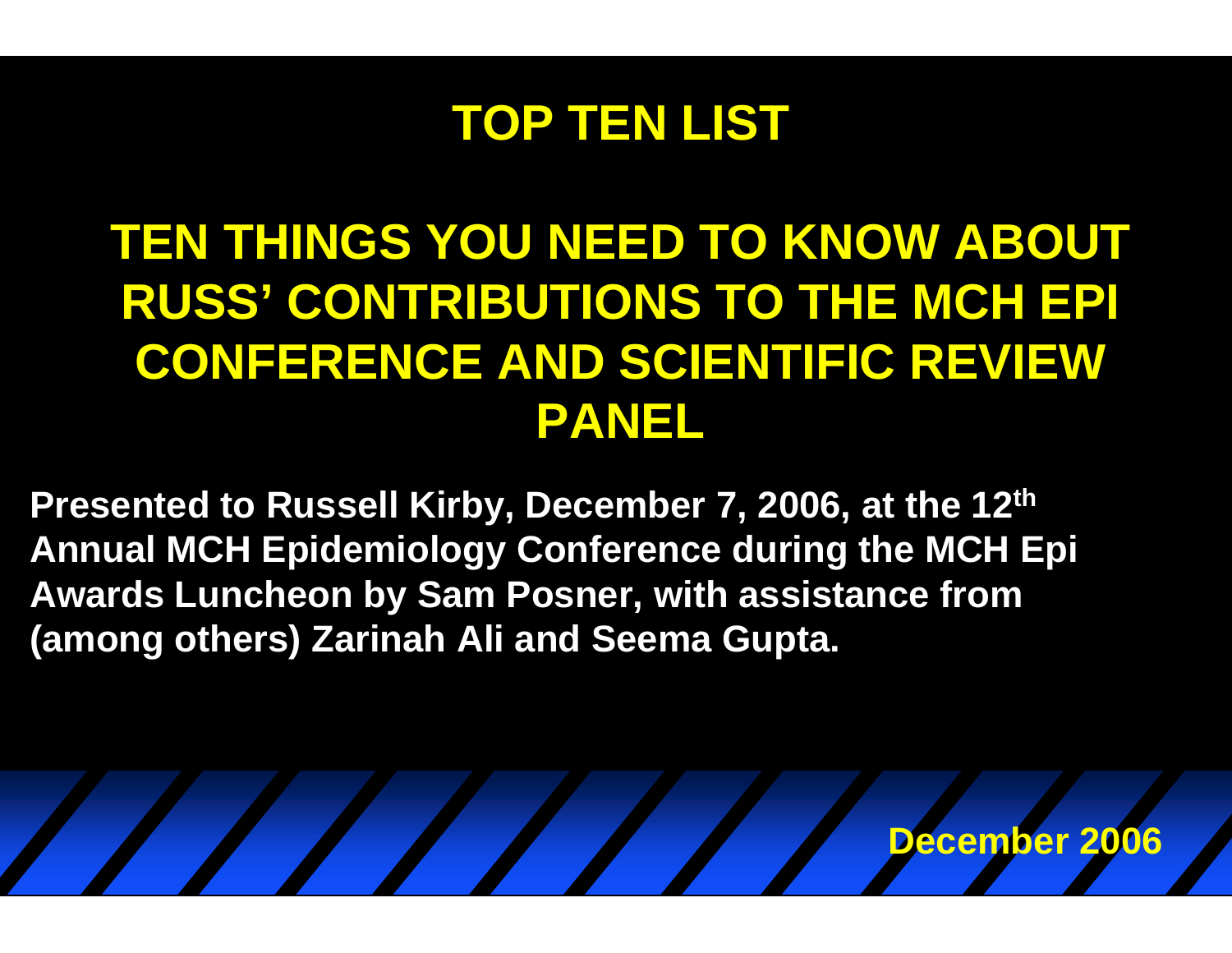# TOP TEN LIST

## TEN THINGS YOU NEED TO KNOW ABOUT RUSS' CONTRIBUTIONS TO THE MCH EPI CONFERENCE AND SCIENTIFIC REVIEW PANEL

**Presented to Russell Kirby, December 7, 2006, at the 12th Annual MCH Epidemiology Conference during the MCH Epi Awards Luncheon by Sam Posner, with assistance from (among others) Zarinah Ali and Seema Gupta.**

**December 2006**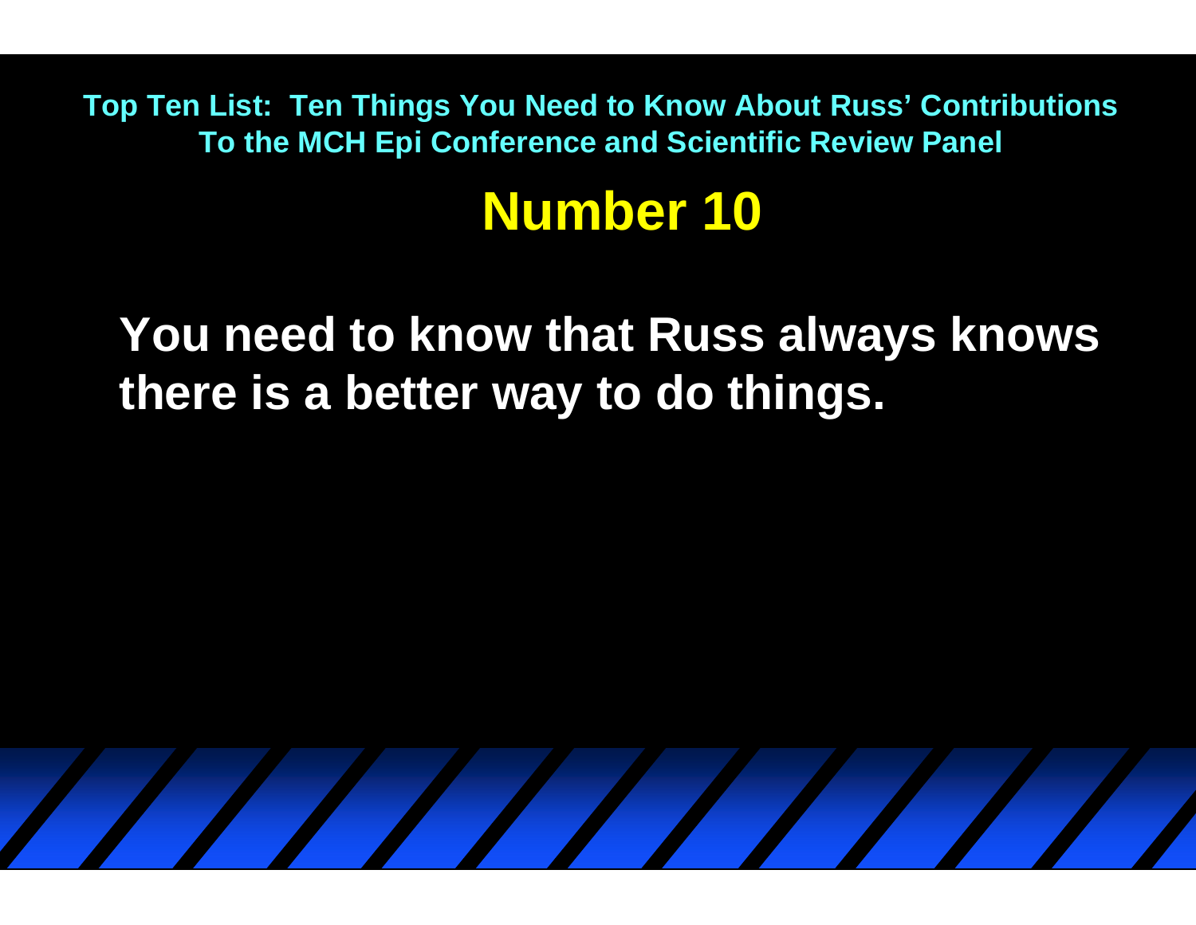**Top Ten List: Ten Things You Need to Know About Russ' Contributions To the MCH Epi Conference and Scientific Review Panel**

# Number 10

**You need to know that Russ always knows there is a better way to do things.**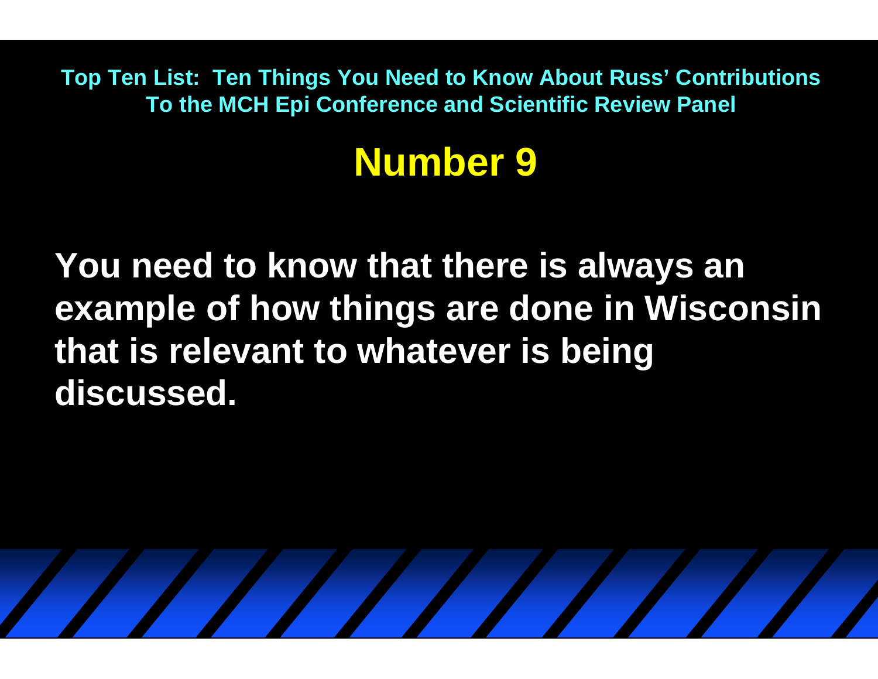**Top Ten List: Ten Things You Need to Know About Russ' Contributions To the MCH Epi Conference and Scientific Review Panel**

# Number 9

**You need to know that there is always an example of how things are done in Wisconsin that is relevant to whatever is being discussed.**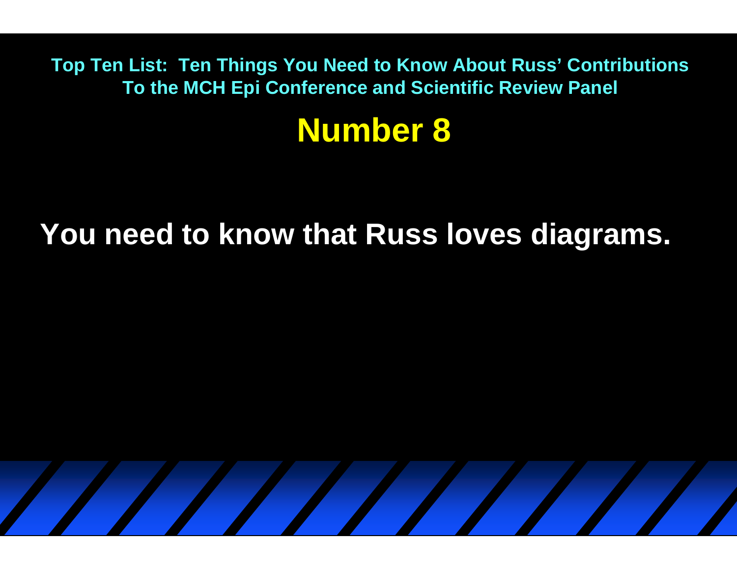**Top Ten List: Ten Things You Need to Know About Russ' Contributions To the MCH Epi Conference and Scientific Review Panel**

# Number 8

**You need to know that Russ loves diagrams.**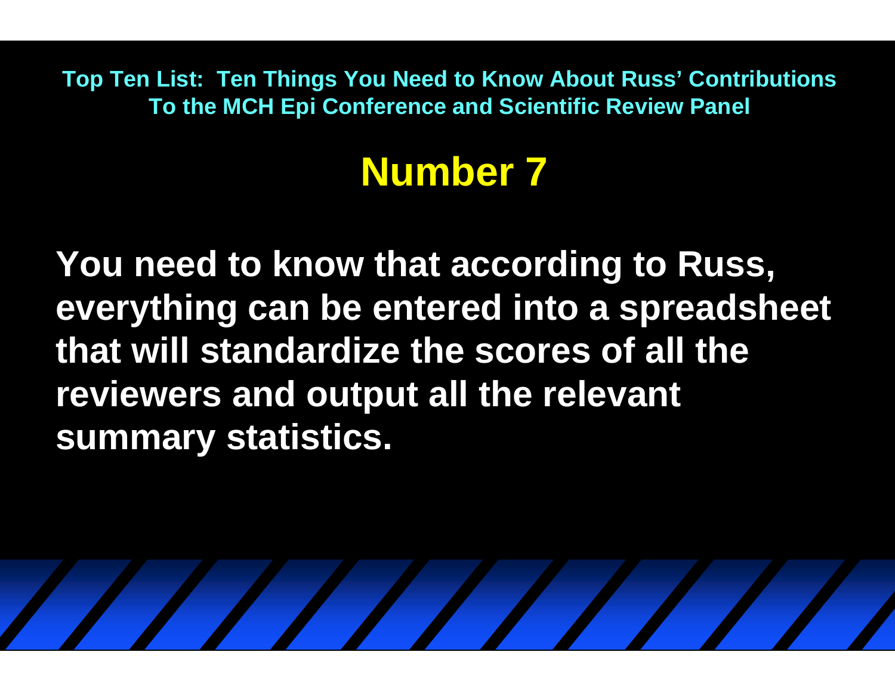**Top Ten List: Ten Things You Need to Know About Russ' Contributions To the MCH Epi Conference and Scientific Review Panel**

# Number 7

**You need to know that according to Russ, everything can be entered into a spreadsheet that will standardize the scores of all the reviewers and output all the relevant summary statistics.**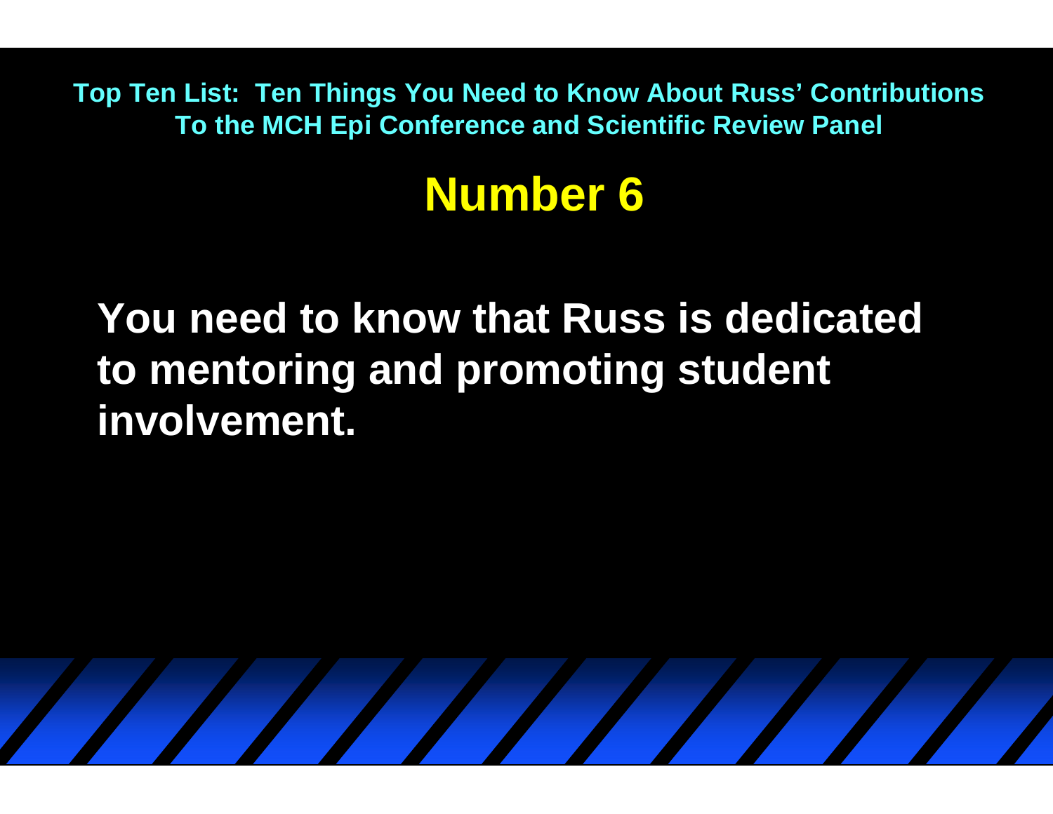Top Ten List: Ten Things You Need to Know About Russ' Contributions To the MCH Epi Conference and Scientific Review Panel

# Number 6

**You need to know that Russ is dedicated to mentoring and promoting student involvement.**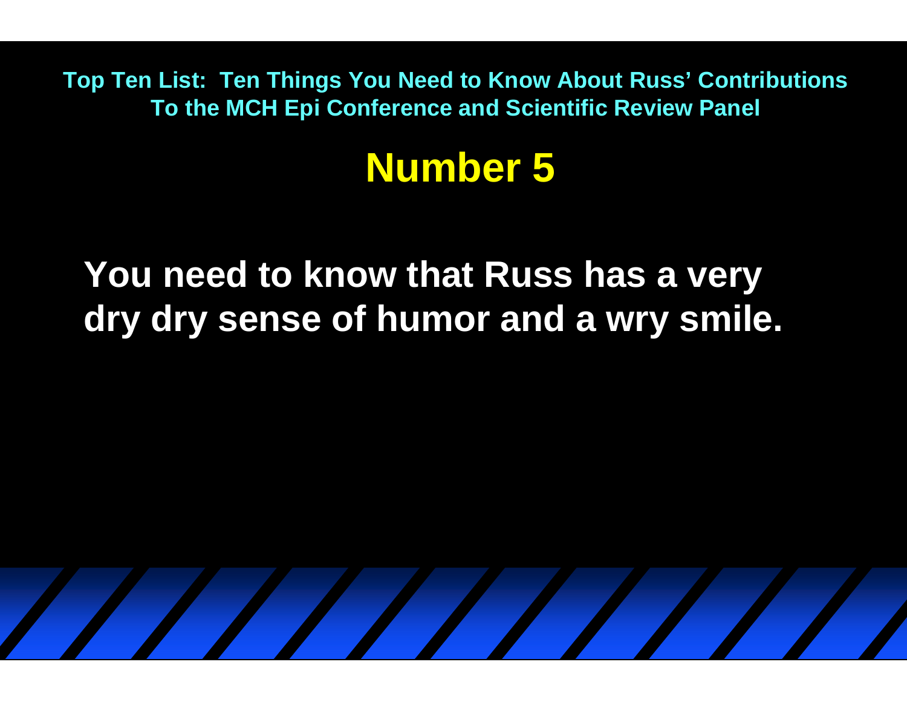**Top Ten List: Ten Things You Need to Know About Russ' Contributions To the MCH Epi Conference and Scientific Review Panel**

# Number 5

You need to know that Russ has a very dry dry sense of humor and a wry smile.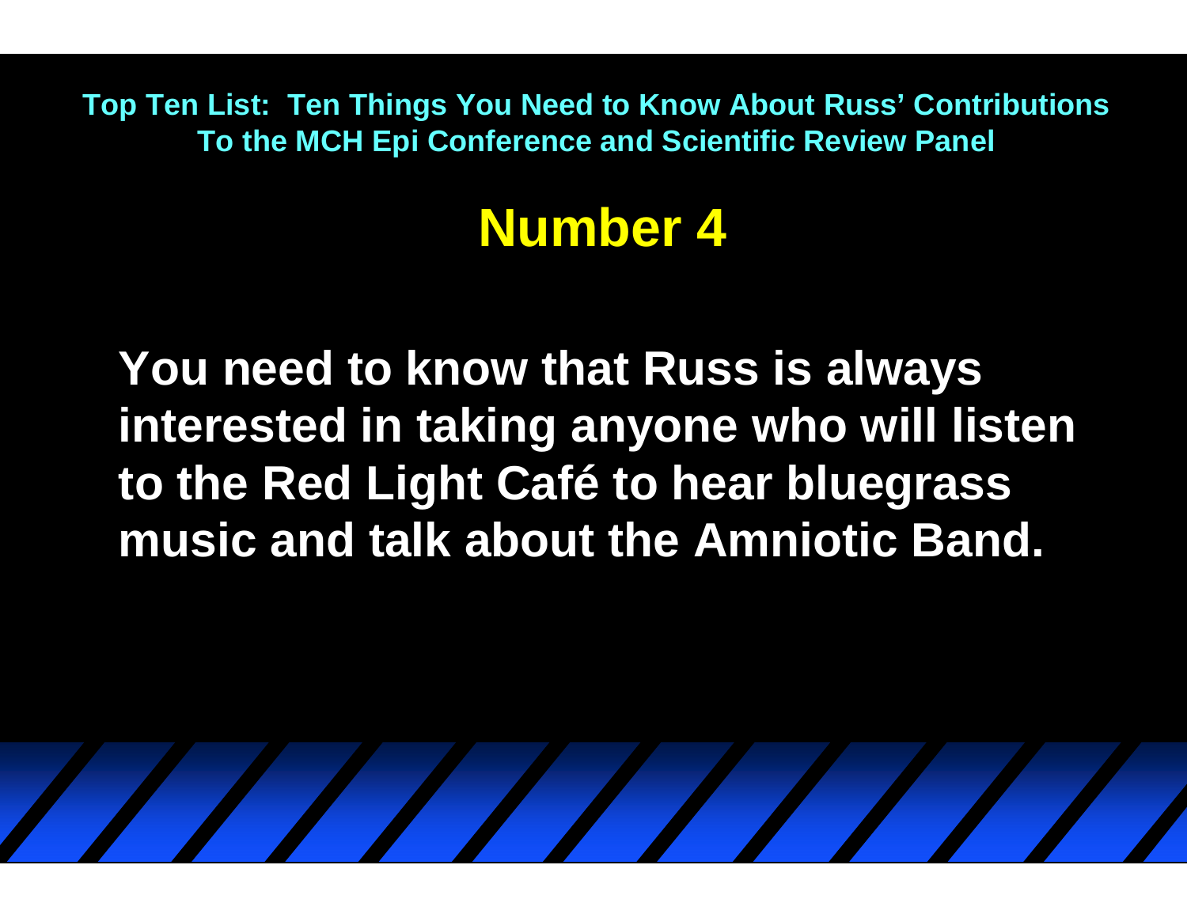**Top Ten List: Ten Things You Need to Know About Russ' Contributions To the MCH Epi Conference and Scientific Review Panel**

# Number 4

**You need to know that Russ is always interested in taking anyone who will listen to the Red Light Café to hear bluegrass music and talk about the Amniotic Band.**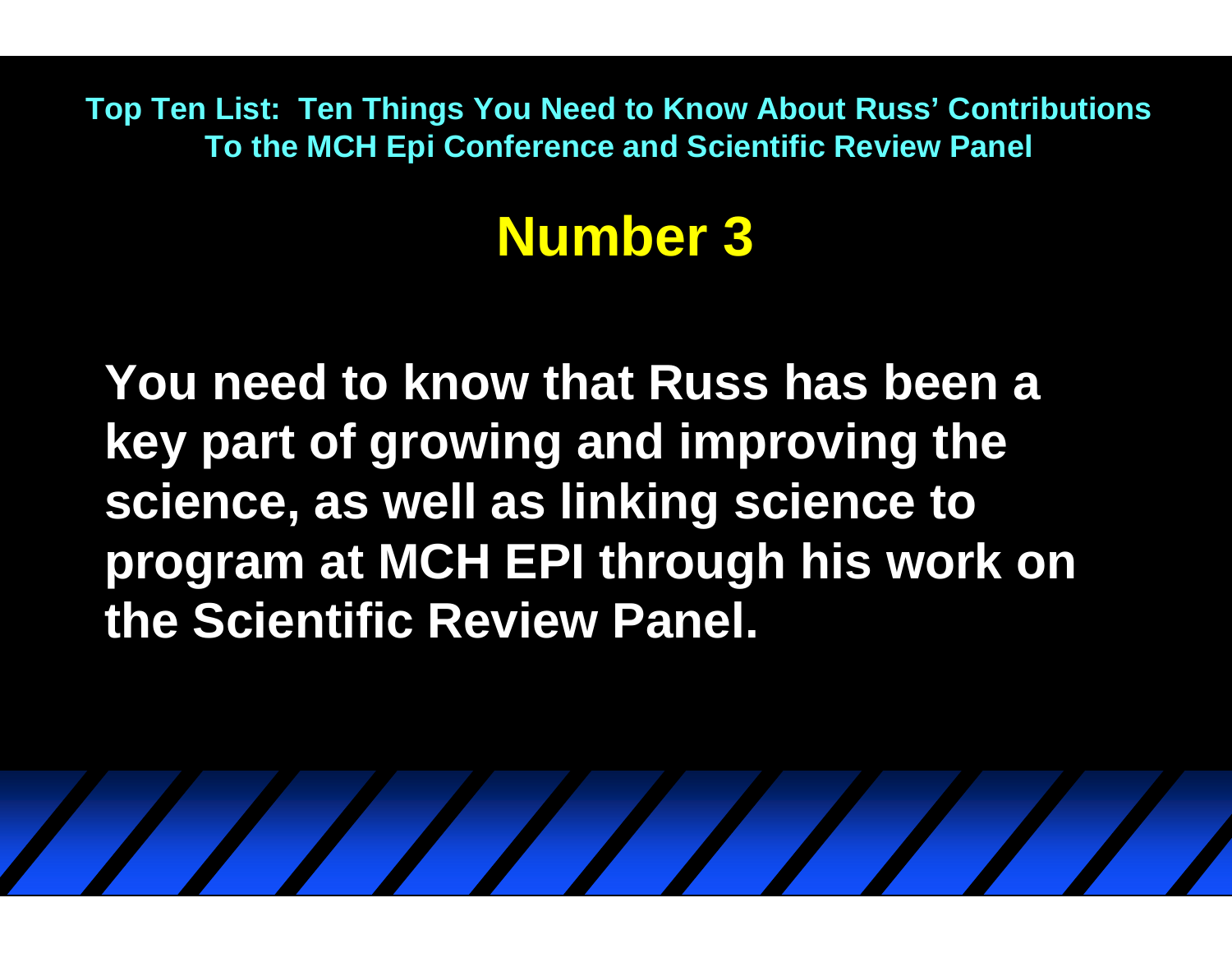**Top Ten List: Ten Things You Need to Know About Russ' Contributions To the MCH Epi Conference and Scientific Review Panel**

# Number 3

**You need to know that Russ has been a key part of growing and improving the science, as well as linking science to program at MCH EPI through his work on the Scientific Review Panel.**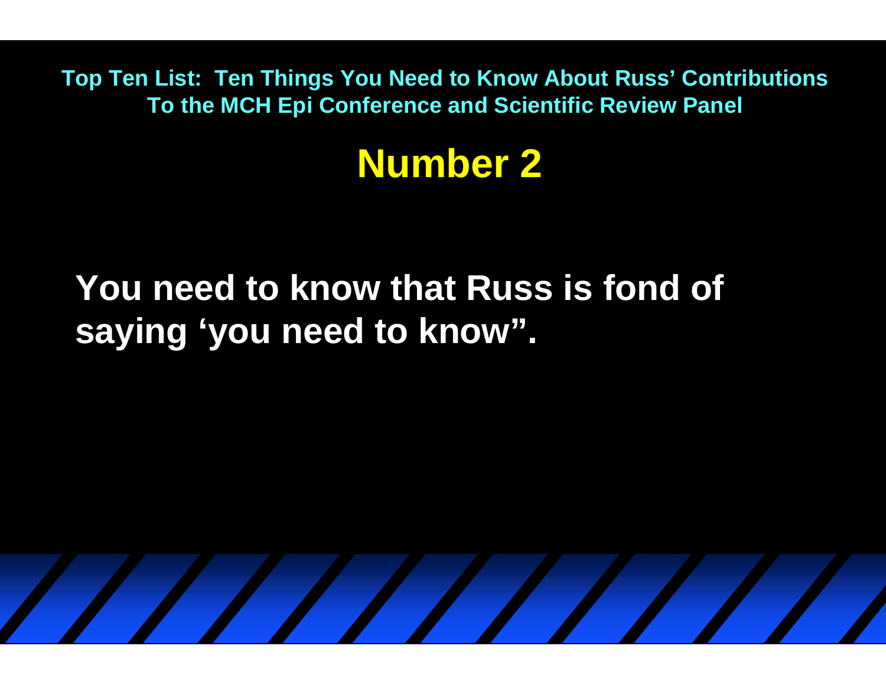**Top Ten List: Ten Things You Need to Know About Russ' Contributions To the MCH Epi Conference and Scientific Review Panel**

# Number 2

**You need to know that Russ is fond of saying 'you need to know".**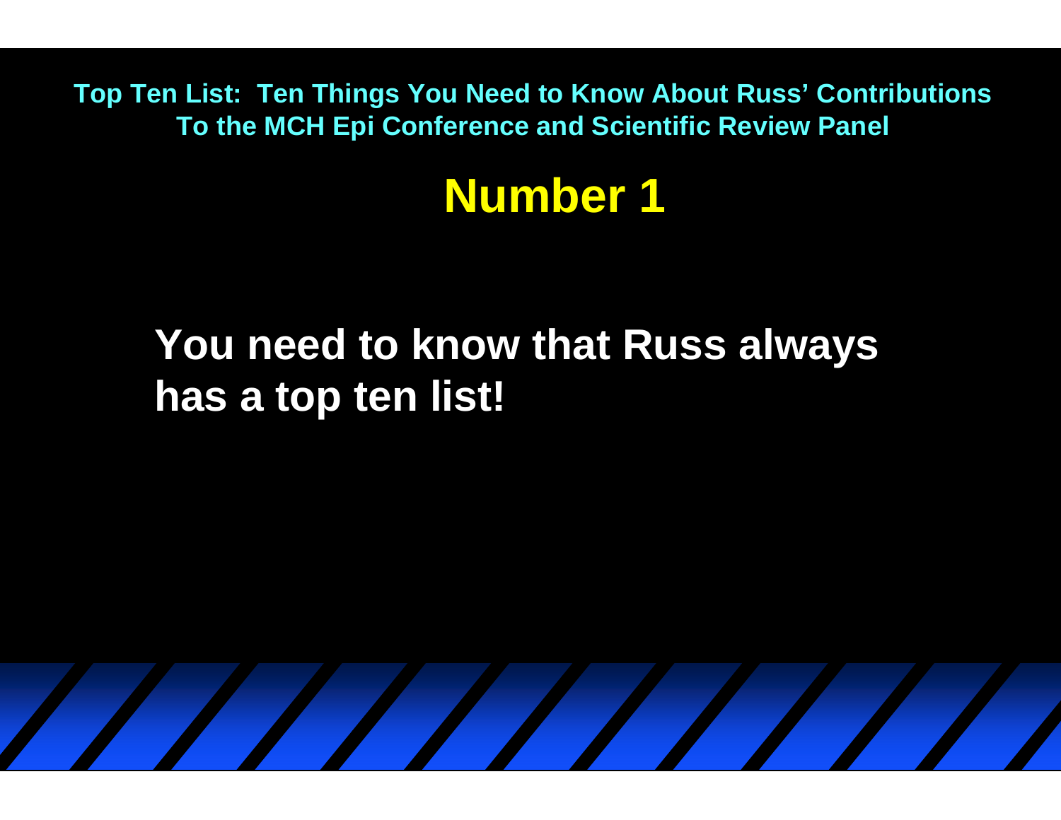**Top Ten List: Ten Things You Need to Know About Russ' Contributions To the MCH Epi Conference and Scientific Review Panel**

# Number 1

**You need to know that Russ always has a top ten list!**